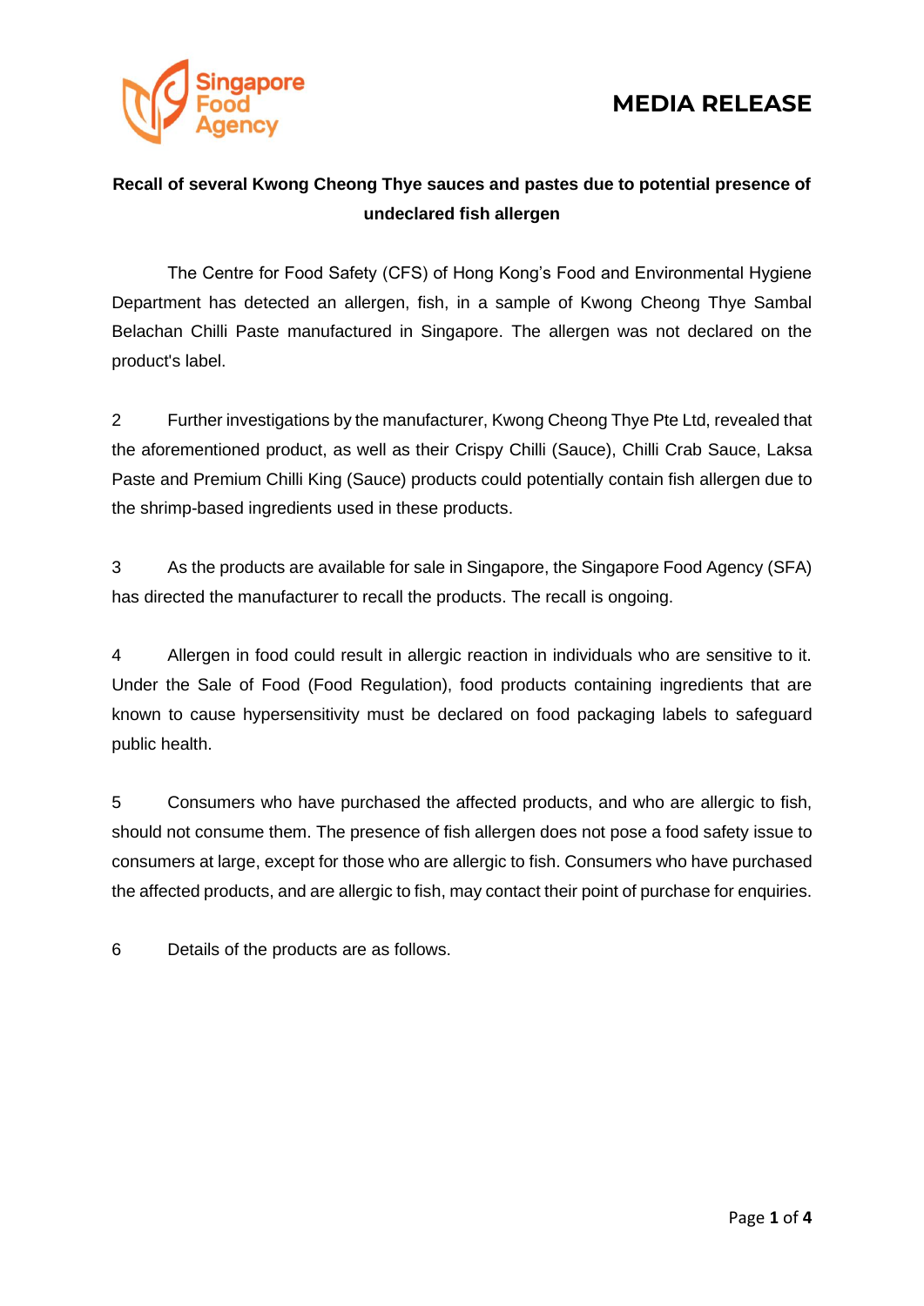**MEDIA RELEASE**

# Recall of several Kwong Cheong Thye sauces and pastes due to potential presence of undeclared fish allergen

The Centre for Food Safety (CFS) of Hong Kong's Food and Environmental Hygiene Department has detected an allergen, fish, in a sample of Kwong Cheong Thye Sambal Belachan Chilli Paste manufactured in Singapore. The allergen was not declared on the product's label.

2 Further investigations by the manufacturer, Kwong Cheong Thye Pte Ltd, revealed that the aforementioned product, as well as their Crispy Chilli (Sauce), Chilli Crab Sauce, Laksa Paste and Premium Chilli King (Sauce) products could potentially contain fish allergen due to the shrimp-based ingredients used in these products.

3 As the products are available for sale in Singapore, the Singapore Food Agency (SFA) has directed the manufacturer to recall the products. The recall is ongoing.

4 Allergen in food could result in allergic reaction in individuals who are sensitive to it. Under the Sale of Food (Food Regulation), food products containing ingredients that are known to cause hypersensitivity must be declared on food packaging labels to safeguard public health.

5 Consumers who have purchased the affected products, and who are allergic to fish, should not consume them. The presence of fish allergen does not pose a food safety issue to consumers at large, except for those who are allergic to fish. Consumers who have purchased the affected products, and are allergic to fish, may contact their point of purchase for enquiries.

6 Details of the products are as follows.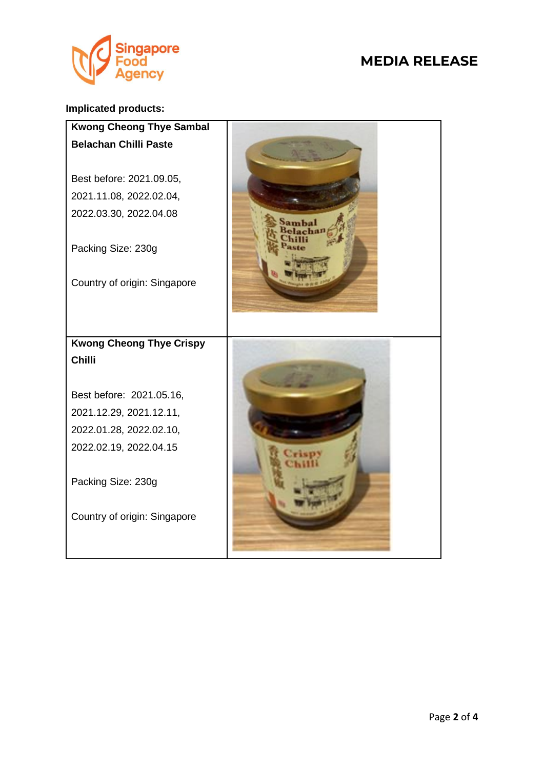**Implicated products:**

| **Kwong Cheong Thye Sambal Belachan Chilli Paste**<br><br>Best before: 2021.09.05, 2021.11.08, 2022.02.04, 2022.03.30, 2022.04.08<br><br>Packing Size: 230g<br><br>Country of origin: Singapore | |
|---|---|
| **Kwong Cheong Thye Crispy Chilli**<br><br>Best before: 2021.05.16, 2021.12.29, 2021.12.11, 2022.01.28, 2022.02.10, 2022.02.19, 2022.04.15<br><br>Packing Size: 230g<br><br>Country of origin: Singapore | |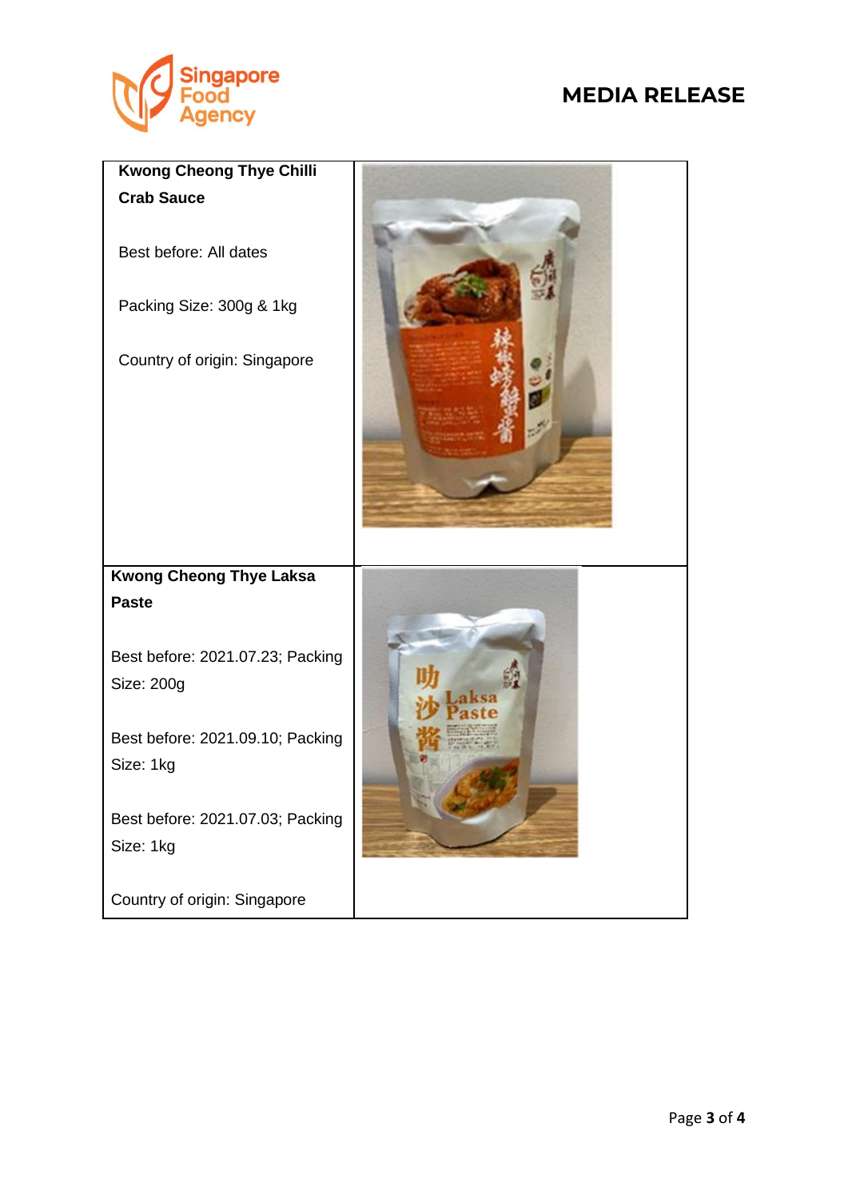| | |
|---|---|
| **Kwong Cheong Thye Chilli Crab Sauce**<br><br>Best before: All dates<br><br>Packing Size: 300g & 1kg<br><br>Country of origin: Singapore | |
| **Kwong Cheong Thye Laksa Paste**<br><br>Best before: 2021.07.23; Packing Size: 200g<br><br>Best before: 2021.09.10; Packing Size: 1kg<br><br>Best before: 2021.07.03; Packing Size: 1kg<br><br>Country of origin: Singapore | |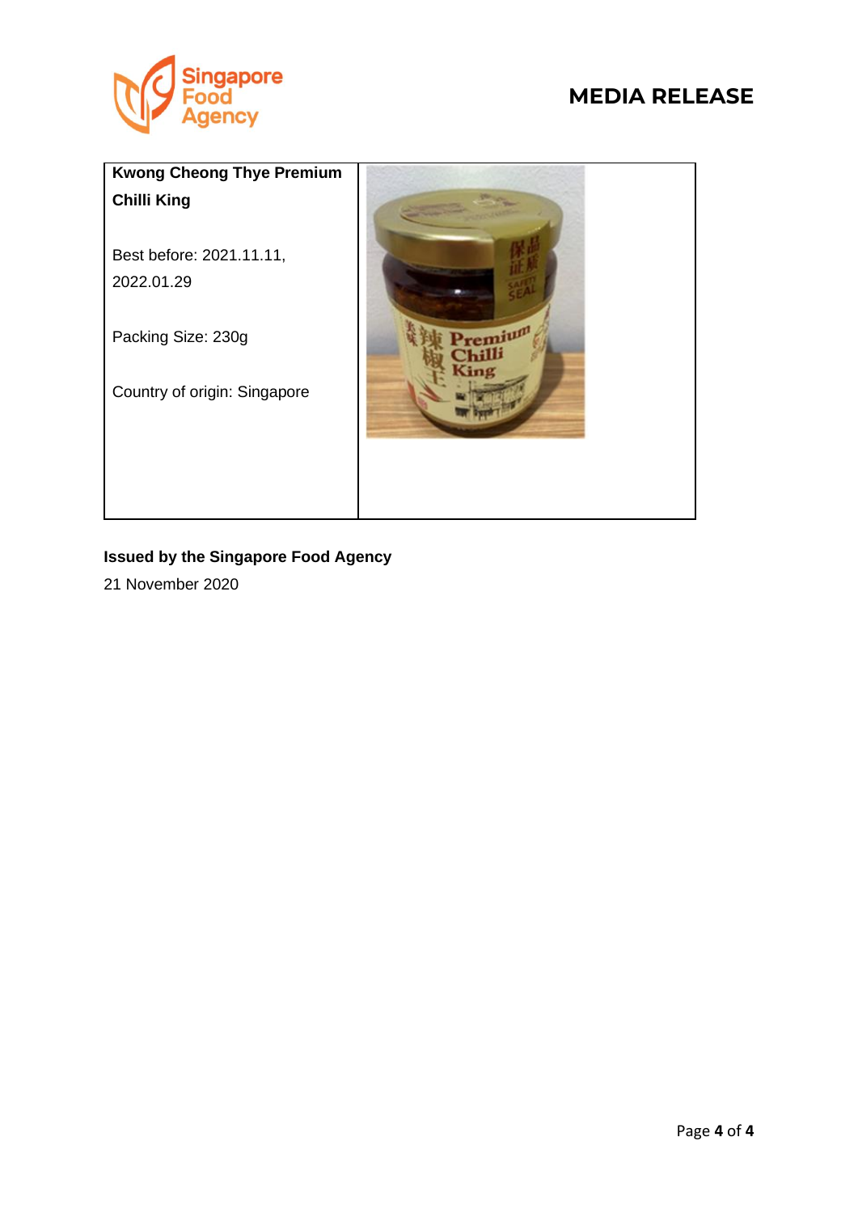| | |
|---|---|
| **Kwong Cheong Thye Premium Chilli King**<br><br>Best before: 2021.11.11, 2022.01.29<br><br>Packing Size: 230g<br><br>Country of origin: Singapore | |

**Issued by the Singapore Food Agency**

21 November 2020